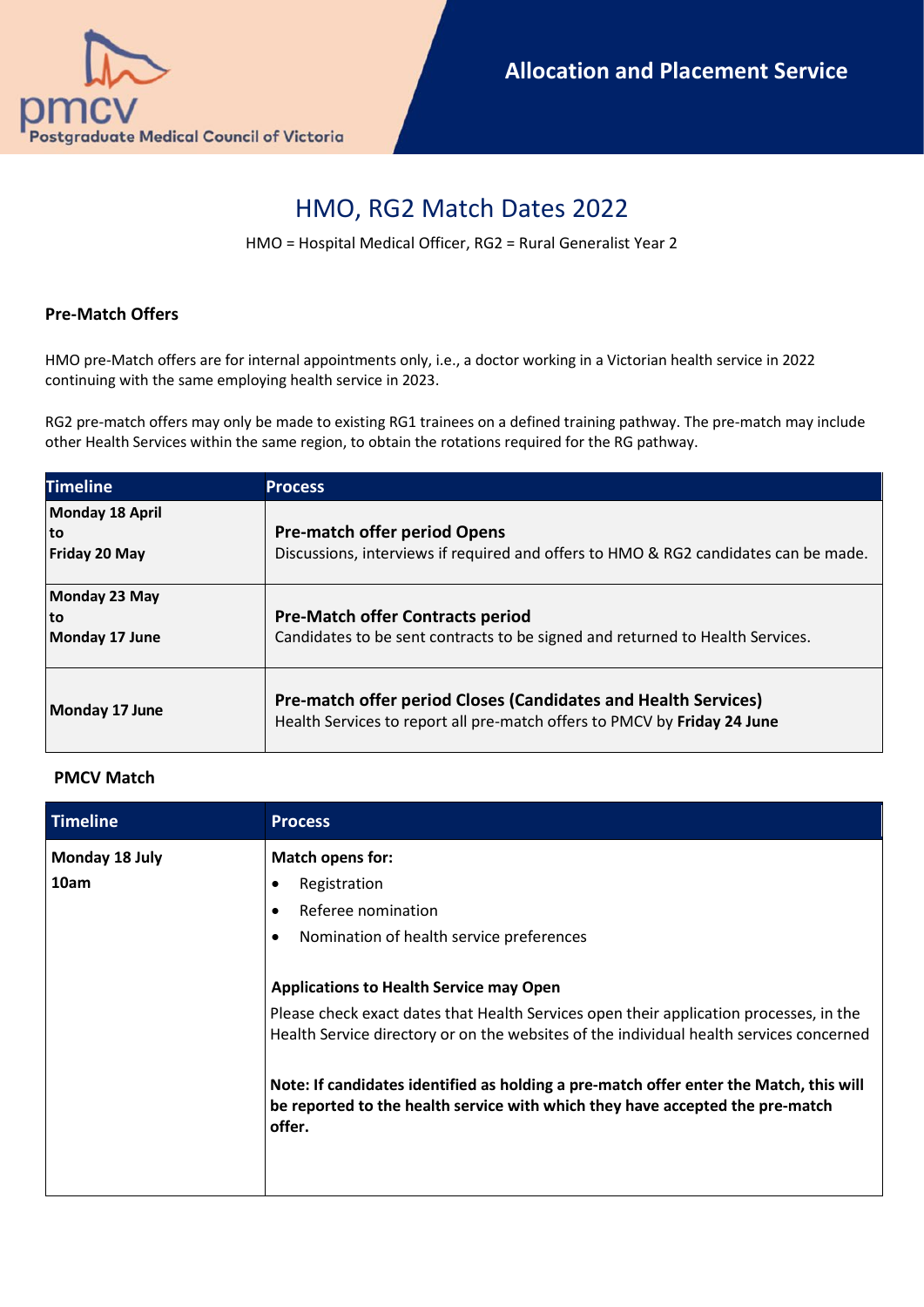Postgraduate Medical Council of Victoria

**Allocation and Placement Service**

# HMO, RG2 Match Dates 2022

HMO = Hospital Medical Officer, RG2 = Rural Generalist Year 2

### Pre-Match Offers

HMO pre-Match offers are for internal appointments only, i.e., a doctor working in a Victorian health service in 2022 continuing with the same employing health service in 2023.

RG2 pre-match offers may only be made to existing RG1 trainees on a defined training pathway. The pre-match may include other Health Services within the same region, to obtain the rotations required for the RG pathway.

| Timeline | Process |
|---|---|
| **Monday 18 April to Friday 20 May** | **Pre-match offer period Opens**<br>Discussions, interviews if required and offers to HMO & RG2 candidates can be made. |
| **Monday 23 May to Monday 17 June** | **Pre-Match offer Contracts period**<br>Candidates to be sent contracts to be signed and returned to Health Services. |
| **Monday 17 June** | **Pre-match offer period Closes (Candidates and Health Services)**<br>Health Services to report all pre-match offers to PMCV by **Friday 24 June** |

### PMCV Match

| Timeline | Process |
|---|---|
| **Monday 18 July 10am** | **Match opens for:**<br>• Registration<br>• Referee nomination<br>• Nomination of health service preferences<br><br>**Applications to Health Service may Open**<br>Please check exact dates that Health Services open their application processes, in the Health Service directory or on the websites of the individual health services concerned<br><br>**Note: If candidates identified as holding a pre-match offer enter the Match, this will be reported to the health service with which they have accepted the pre-match offer.** |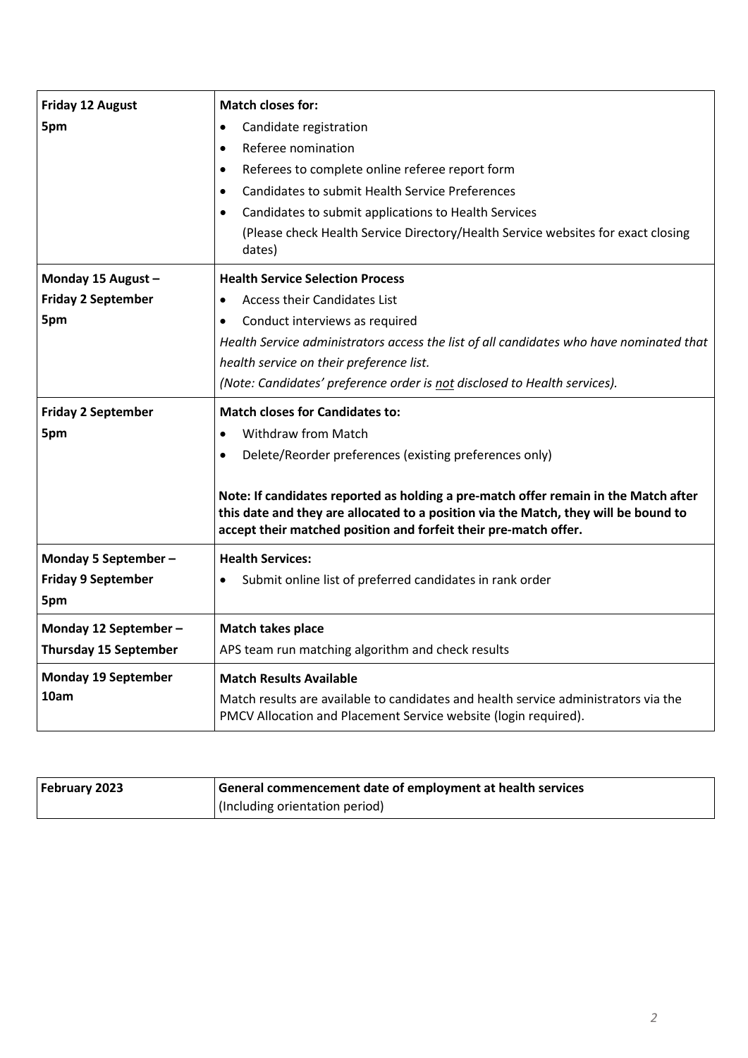| | |
|---|---|
| **Friday 12 August**<br>**5pm** | **Match closes for:**<br>• Candidate registration<br>• Referee nomination<br>• Referees to complete online referee report form<br>• Candidates to submit Health Service Preferences<br>• Candidates to submit applications to Health Services<br>(Please check Health Service Directory/Health Service websites for exact closing dates) |
| **Monday 15 August –**<br>**Friday 2 September**<br>**5pm** | **Health Service Selection Process**<br>• Access their Candidates List<br>• Conduct interviews as required<br>*Health Service administrators access the list of all candidates who have nominated that health service on their preference list.*<br>*(Note: Candidates' preference order is not disclosed to Health services).* |
| **Friday 2 September**<br>**5pm** | **Match closes for Candidates to:**<br>• Withdraw from Match<br>• Delete/Reorder preferences (existing preferences only)<br><br>**Note: If candidates reported as holding a pre-match offer remain in the Match after this date and they are allocated to a position via the Match, they will be bound to accept their matched position and forfeit their pre-match offer.** |
| **Monday 5 September –**<br>**Friday 9 September**<br>**5pm** | **Health Services:**<br>• Submit online list of preferred candidates in rank order |
| **Monday 12 September –**<br>**Thursday 15 September** | **Match takes place**<br>APS team run matching algorithm and check results |
| **Monday 19 September**<br>**10am** | **Match Results Available**<br>Match results are available to candidates and health service administrators via the PMCV Allocation and Placement Service website (login required). |

| | |
|---|---|
| **February 2023** | **General commencement date of employment at health services**<br>(Including orientation period) |